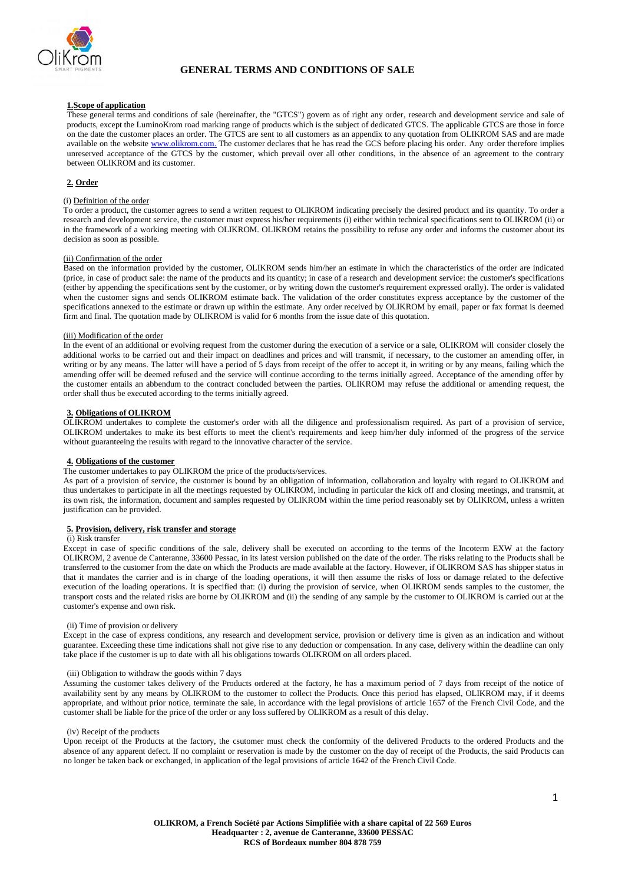# GENERAL TERMS AND CONDITIONS OF SALE

## 1.Scope of application

These general terms and conditions of sale (hereinafter, the "GTCS") govern as of right any order, research and development service and sale of products, except the LuminoKrom road marking range of products which is the subject of dedicated GTCS. The applicable GTCS are those in force on the date the customer places an order. The GTCS are sent to all customers as an appendix to any quotation from OLIKROM SAS and are made available on the website www.olikrom.com. The customer declares that he has read the GCS before placing his order. Any order therefore implies unreserved acceptance of the GTCS by the customer, which prevail over all other conditions, in the absence of an agreement to the contrary between OLIKROM and its customer.

## 2. Order

(i) Definition of the order

To order a product, the customer agrees to send a written request to OLIKROM indicating precisely the desired product and its quantity. To order a research and development service, the customer must express his/her requirements (i) either within technical specifications sent to OLIKROM (ii) or in the framework of a working meeting with OLIKROM. OLIKROM retains the possibility to refuse any order and informs the customer about its decision as soon as possible.

(ii) Confirmation of the order

Based on the information provided by the customer, OLIKROM sends him/her an estimate in which the characteristics of the order are indicated (price, in case of product sale: the name of the products and its quantity; in case of a research and development service: the customer's specifications (either by appending the specifications sent by the customer, or by writing down the customer's requirement expressed orally). The order is validated when the customer signs and sends OLIKROM estimate back. The validation of the order constitutes express acceptance by the customer of the specifications annexed to the estimate or drawn up within the estimate. Any order received by OLIKROM by email, paper or fax format is deemed firm and final. The quotation made by OLIKROM is valid for 6 months from the issue date of this quotation.

(iii) Modification of the order

In the event of an additional or evolving request from the customer during the execution of a service or a sale, OLIKROM will consider closely the additional works to be carried out and their impact on deadlines and prices and will transmit, if necessary, to the customer an amending offer, in writing or by any means. The latter will have a period of 5 days from receipt of the offer to accept it, in writing or by any means, failing which the amending offer will be deemed refused and the service will continue according to the terms initially agreed. Acceptance of the amending offer by the customer entails an abendum to the contract concluded between the parties. OLIKROM may refuse the additional or amending request, the order shall thus be executed according to the terms initially agreed.

## 3. Obligations of OLIKROM

OLIKROM undertakes to complete the customer's order with all the diligence and professionalism required. As part of a provision of service, OLIKROM undertakes to make its best efforts to meet the client's requirements and keep him/her duly informed of the progress of the service without guaranteeing the results with regard to the innovative character of the service.

## 4. Obligations of the customer

The customer undertakes to pay OLIKROM the price of the products/services.

As part of a provision of service, the customer is bound by an obligation of information, collaboration and loyalty with regard to OLIKROM and thus undertakes to participate in all the meetings requested by OLIKROM, including in particular the kick off and closing meetings, and transmit, at its own risk, the information, document and samples requested by OLIKROM within the time period reasonably set by OLIKROM, unless a written justification can be provided.

## 5. Provision, delivery, risk transfer and storage

(i) Risk transfer

Except in case of specific conditions of the sale, delivery shall be executed on according to the terms of the Incoterm EXW at the factory OLIKROM, 2 avenue de Canteranne, 33600 Pessac, in its latest version published on the date of the order. The risks relating to the Products shall be transferred to the customer from the date on which the Products are made available at the factory. However, if OLIKROM SAS has shipper status in that it mandates the carrier and is in charge of the loading operations, it will then assume the risks of loss or damage related to the defective execution of the loading operations. It is specified that: (i) during the provision of service, when OLIKROM sends samples to the customer, the transport costs and the related risks are borne by OLIKROM and (ii) the sending of any sample by the customer to OLIKROM is carried out at the customer's expense and own risk.

(ii) Time of provision or delivery

Except in the case of express conditions, any research and development service, provision or delivery time is given as an indication and without guarantee. Exceeding these time indications shall not give rise to any deduction or compensation. In any case, delivery within the deadline can only take place if the customer is up to date with all his obligations towards OLIKROM on all orders placed.

(iii) Obligation to withdraw the goods within 7 days

Assuming the customer takes delivery of the Products ordered at the factory, he has a maximum period of 7 days from receipt of the notice of availability sent by any means by OLIKROM to the customer to collect the Products. Once this period has elapsed, OLIKROM may, if it deems appropriate, and without prior notice, terminate the sale, in accordance with the legal provisions of article 1657 of the French Civil Code, and the customer shall be liable for the price of the order or any loss suffered by OLIKROM as a result of this delay.

(iv) Receipt of the products

Upon receipt of the Products at the factory, the csutomer must check the conformity of the delivered Products to the ordered Products and the absence of any apparent defect. If no complaint or reservation is made by the customer on the day of receipt of the Products, the said Products can no longer be taken back or exchanged, in application of the legal provisions of article 1642 of the French Civil Code.

**OLIKROM, a French Société par Actions Simplifiée with a share capital of 22 569 Euros**
**Headquarter : 2, avenue de Canteranne, 33600 PESSAC**
**RCS of Bordeaux number 804 878 759**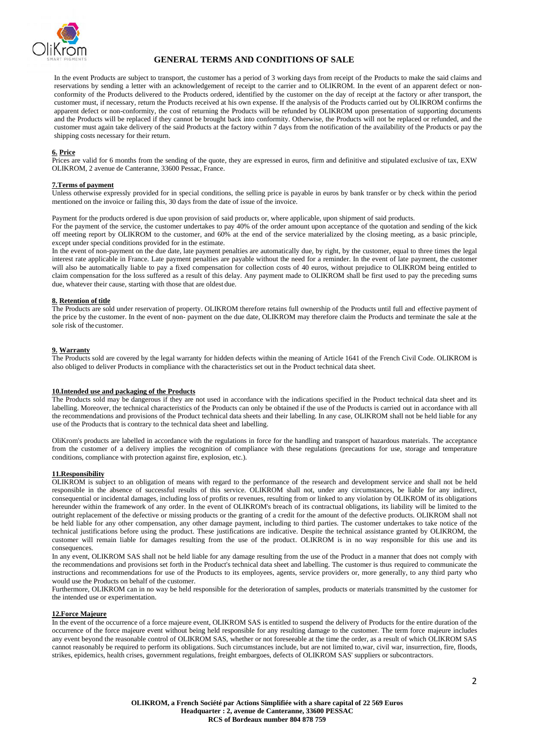In the event Products are subject to transport, the customer has a period of 3 working days from receipt of the Products to make the said claims and reservations by sending a letter with an acknowledgement of receipt to the carrier and to OLIKROM. In the event of an apparent defect or non-conformity of the Products delivered to the Products ordered, identified by the customer on the day of receipt at the factory or after transport, the customer must, if necessary, return the Products received at his own expense. If the analysis of the Products carried out by OLIKROM confirms the apparent defect or non-conformity, the cost of returning the Products will be refunded by OLIKROM upon presentation of supporting documents and the Products will be replaced if they cannot be brought back into conformity. Otherwise, the Products will not be replaced or refunded, and the customer must again take delivery of the said Products at the factory within 7 days from the notification of the availability of the Products or pay the shipping costs necessary for their return.

### 6. Price

Prices are valid for 6 months from the sending of the quote, they are expressed in euros, firm and definitive and stipulated exclusive of tax, EXW OLIKROM, 2 avenue de Canteranne, 33600 Pessac, France.

### 7. Terms of payment

Unless otherwise expressly provided for in special conditions, the selling price is payable in euros by bank transfer or by check within the period mentioned on the invoice or failing this, 30 days from the date of issue of the invoice.

Payment for the products ordered is due upon provision of said products or, where applicable, upon shipment of said products.

For the payment of the service, the customer undertakes to pay 40% of the order amount upon acceptance of the quotation and sending of the kick off meeting report by OLIKROM to the customer, and 60% at the end of the service materialized by the closing meeting, as a basic principle, except under special conditions provided for in the estimate.

In the event of non-payment on the due date, late payment penalties are automatically due, by right, by the customer, equal to three times the legal interest rate applicable in France. Late payment penalties are payable without the need for a reminder. In the event of late payment, the customer will also be automatically liable to pay a fixed compensation for collection costs of 40 euros, without prejudice to OLIKROM being entitled to claim compensation for the loss suffered as a result of this delay. Any payment made to OLIKROM shall be first used to pay the preceding sums due, whatever their cause, starting with those that are oldest due.

### 8. Retention of title

The Products are sold under reservation of property. OLIKROM therefore retains full ownership of the Products until full and effective payment of the price by the customer. In the event of non- payment on the due date, OLIKROM may therefore claim the Products and terminate the sale at the sole risk of the customer.

### 9. Warranty

The Products sold are covered by the legal warranty for hidden defects within the meaning of Article 1641 of the French Civil Code. OLIKROM is also obliged to deliver Products in compliance with the characteristics set out in the Product technical data sheet.

### 10. Intended use and packaging of the Products

The Products sold may be dangerous if they are not used in accordance with the indications specified in the Product technical data sheet and its labelling. Moreover, the technical characteristics of the Products can only be obtained if the use of the Products is carried out in accordance with all the recommendations and provisions of the Product technical data sheets and their labelling. In any case, OLIKROM shall not be held liable for any use of the Products that is contrary to the technical data sheet and labelling.

OliKrom's products are labelled in accordance with the regulations in force for the handling and transport of hazardous materials. The acceptance from the customer of a delivery implies the recognition of compliance with these regulations (precautions for use, storage and temperature conditions, compliance with protection against fire, explosion, etc.).

### 11. Responsibility

OLIKROM is subject to an obligation of means with regard to the performance of the research and development service and shall not be held responsible in the absence of successful results of this service. OLIKROM shall not, under any circumstances, be liable for any indirect, consequential or incidental damages, including loss of profits or revenues, resulting from or linked to any violation by OLIKROM of its obligations hereunder within the framework of any order. In the event of OLIKROM's breach of its contractual obligations, its liability will be limited to the outright replacement of the defective or missing products or the granting of a credit for the amount of the defective products. OLIKROM shall not be held liable for any other compensation, any other damage payment, including to third parties. The customer undertakes to take notice of the technical justifications before using the product. These justifications are indicative. Despite the technical assistance granted by OLIKROM, the customer will remain liable for damages resulting from the use of the product. OLIKROM is in no way responsible for this use and its consequences.

In any event, OLIKROM SAS shall not be held liable for any damage resulting from the use of the Product in a manner that does not comply with the recommendations and provisions set forth in the Product's technical data sheet and labelling. The customer is thus required to communicate the instructions and recommendations for use of the Products to its employees, agents, service providers or, more generally, to any third party who would use the Products on behalf of the customer.

Furthermore, OLIKROM can in no way be held responsible for the deterioration of samples, products or materials transmitted by the customer for the intended use or experimentation.

### 12. Force Majeure

In the event of the occurrence of a force majeure event, OLIKROM SAS is entitled to suspend the delivery of Products for the entire duration of the occurrence of the force majeure event without being held responsible for any resulting damage to the customer. The term force majeure includes any event beyond the reasonable control of OLIKROM SAS, whether or not foreseeable at the time the order, as a result of which OLIKROM SAS cannot reasonably be required to perform its obligations. Such circumstances include, but are not limited to, war, civil war, insurrection, fire, floods, strikes, epidemics, health crises, government regulations, freight embargoes, defects of OLIKROM SAS' suppliers or subcontractors.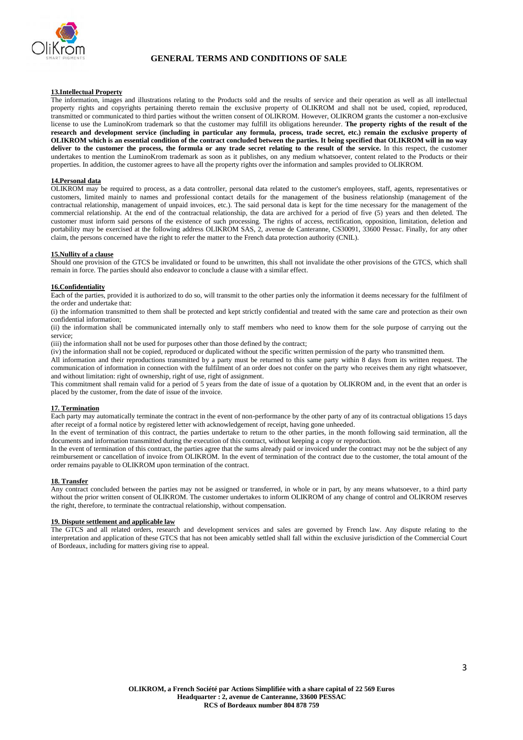# GENERAL TERMS AND CONDITIONS OF SALE

**13.Intellectual Property**

The information, images and illustrations relating to the Products sold and the results of service and their operation as well as all intellectual property rights and copyrights pertaining thereto remain the exclusive property of OLIKROM and shall not be used, copied, reproduced, transmitted or communicated to third parties without the written consent of OLIKROM. However, OLIKROM grants the customer a non-exclusive license to use the LuminoKrom trademark so that the customer may fulfill its obligations hereunder. **The property rights of the result of the research and development service (including in particular any formula, process, trade secret, etc.) remain the exclusive property of OLIKROM which is an essential condition of the contract concluded between the parties. It being specified that OLIKROM will in no way deliver to the customer the process, the formula or any trade secret relating to the result of the service.** In this respect, the customer undertakes to mention the LuminoKrom trademark as soon as it publishes, on any medium whatsoever, content related to the Products or their properties. In addition, the customer agrees to have all the property rights over the information and samples provided to OLIKROM.

**14.Personal data**

OLIKROM may be required to process, as a data controller, personal data related to the customer's employees, staff, agents, representatives or customers, limited mainly to names and professional contact details for the management of the business relationship (management of the contractual relationship, management of unpaid invoices, etc.). The said personal data is kept for the time necessary for the management of the commercial relationship. At the end of the contractual relationship, the data are archived for a period of five (5) years and then deleted. The customer must inform said persons of the existence of such processing. The rights of access, rectification, opposition, limitation, deletion and portability may be exercised at the following address OLIKROM SAS, 2, avenue de Canteranne, CS30091, 33600 Pessac. Finally, for any other claim, the persons concerned have the right to refer the matter to the French data protection authority (CNIL).

**15.Nullity of a clause**

Should one provision of the GTCS be invalidated or found to be unwritten, this shall not invalidate the other provisions of the GTCS, which shall remain in force. The parties should also endeavor to conclude a clause with a similar effect.

**16.Confidentiality**

Each of the parties, provided it is authorized to do so, will transmit to the other parties only the information it deems necessary for the fulfilment of the order and undertake that:

(i) the information transmitted to them shall be protected and kept strictly confidential and treated with the same care and protection as their own confidential information;

(ii) the information shall be communicated internally only to staff members who need to know them for the sole purpose of carrying out the service;

(iii) the information shall not be used for purposes other than those defined by the contract;

(iv) the information shall not be copied, reproduced or duplicated without the specific written permission of the party who transmitted them.

All information and their reproductions transmitted by a party must be returned to this same party within 8 days from its written request. The communication of information in connection with the fulfilment of an order does not confer on the party who receives them any right whatsoever, and without limitation: right of ownership, right of use, right of assignment.

This commitment shall remain valid for a period of 5 years from the date of issue of a quotation by OLIKROM and, in the event that an order is placed by the customer, from the date of issue of the invoice.

**17. Termination**

Each party may automatically terminate the contract in the event of non-performance by the other party of any of its contractual obligations 15 days after receipt of a formal notice by registered letter with acknowledgement of receipt, having gone unheeded.

In the event of termination of this contract, the parties undertake to return to the other parties, in the month following said termination, all the documents and information transmitted during the execution of this contract, without keeping a copy or reproduction.

In the event of termination of this contract, the parties agree that the sums already paid or invoiced under the contract may not be the subject of any reimbursement or cancellation of invoice from OLIKROM. In the event of termination of the contract due to the customer, the total amount of the order remains payable to OLIKROM upon termination of the contract.

**18. Transfer**

Any contract concluded between the parties may not be assigned or transferred, in whole or in part, by any means whatsoever, to a third party without the prior written consent of OLIKROM. The customer undertakes to inform OLIKROM of any change of control and OLIKROM reserves the right, therefore, to terminate the contractual relationship, without compensation.

**19. Dispute settlement and applicable law**

The GTCS and all related orders, research and development services and sales are governed by French law. Any dispute relating to the interpretation and application of these GTCS that has not been amicably settled shall fall within the exclusive jurisdiction of the Commercial Court of Bordeaux, including for matters giving rise to appeal.

**OLIKROM, a French Société par Actions Simplifiée with a share capital of 22 569 Euros**
**Headquarter : 2, avenue de Canteranne, 33600 PESSAC**
**RCS of Bordeaux number 804 878 759**